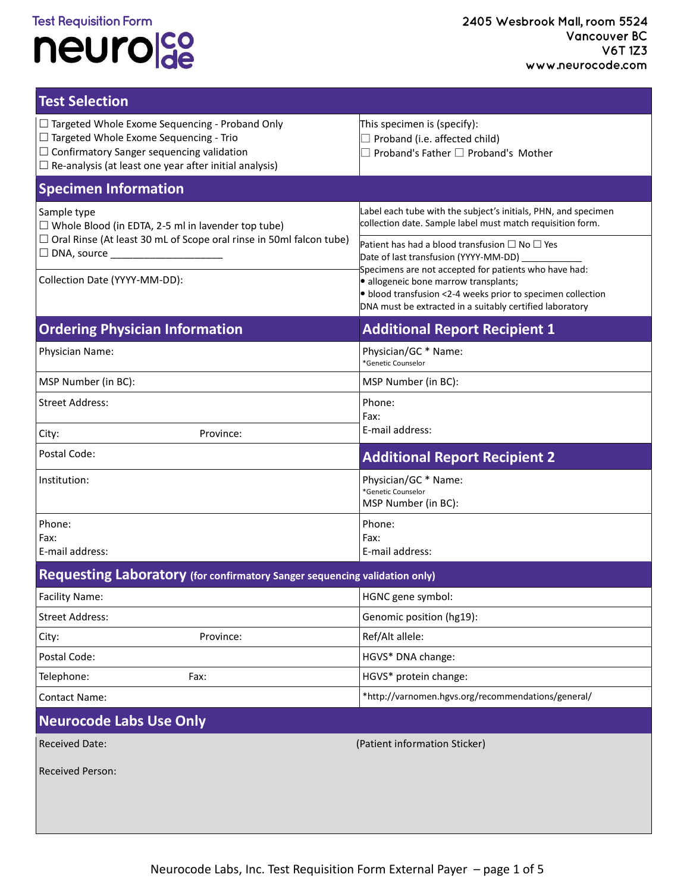Test Requisition Form

**neuro|code**

2405 Wesbrook Mall, room 5524
Vancouver BC
V6T 1Z3
www.neurocode.com

## Test Selection

| | |
|---|---|
| ☐ Targeted Whole Exome Sequencing - Proband Only<br>☐ Targeted Whole Exome Sequencing - Trio<br>☐ Confirmatory Sanger sequencing validation<br>☐ Re-analysis (at least one year after initial analysis) | This specimen is (specify):<br>☐ Proband (i.e. affected child)<br>☐ Proband's Father ☐ Proband's Mother |

## Specimen Information

| | |
|---|---|
| Sample type<br>☐ Whole Blood (in EDTA, 2-5 ml in lavender top tube)<br>☐ Oral Rinse (At least 30 mL of Scope oral rinse in 50ml falcon tube)<br>☐ DNA, source ____________________ | Label each tube with the subject's initials, PHN, and specimen collection date. Sample label must match requisition form. |
| Collection Date (YYYY-MM-DD): | Patient has had a blood transfusion ☐ No ☐ Yes<br>Date of last transfusion (YYYY-MM-DD) ___________<br>Specimens are not accepted for patients who have had:<br>• allogeneic bone marrow transplants;<br>• blood transfusion <2-4 weeks prior to specimen collection<br>DNA must be extracted in a suitably certified laboratory |

| Ordering Physician Information | Additional Report Recipient 1 |
|---|---|
| Physician Name: | Physician/GC * Name:<br>*Genetic Counselor |
| MSP Number (in BC): | MSP Number (in BC): |
| Street Address: | Phone:<br>Fax:<br>E-mail address: |
| City: Province: | |
| Postal Code: | **Additional Report Recipient 2** |
| Institution: | Physician/GC * Name:<br>*Genetic Counselor<br>MSP Number (in BC): |
| Phone:<br>Fax:<br>E-mail address: | Phone:<br>Fax:<br>E-mail address: |

## Requesting Laboratory (for confirmatory Sanger sequencing validation only)

| | |
|---|---|
| Facility Name: | HGNC gene symbol: |
| Street Address: | Genomic position (hg19): |
| City: Province: | Ref/Alt allele: |
| Postal Code: | HGVS* DNA change: |
| Telephone: Fax: | HGVS* protein change: |
| Contact Name: | *http://varnomen.hgvs.org/recommendations/general/ |

## Neurocode Labs Use Only

| | |
|---|---|
| Received Date:<br><br>Received Person: | (Patient information Sticker) |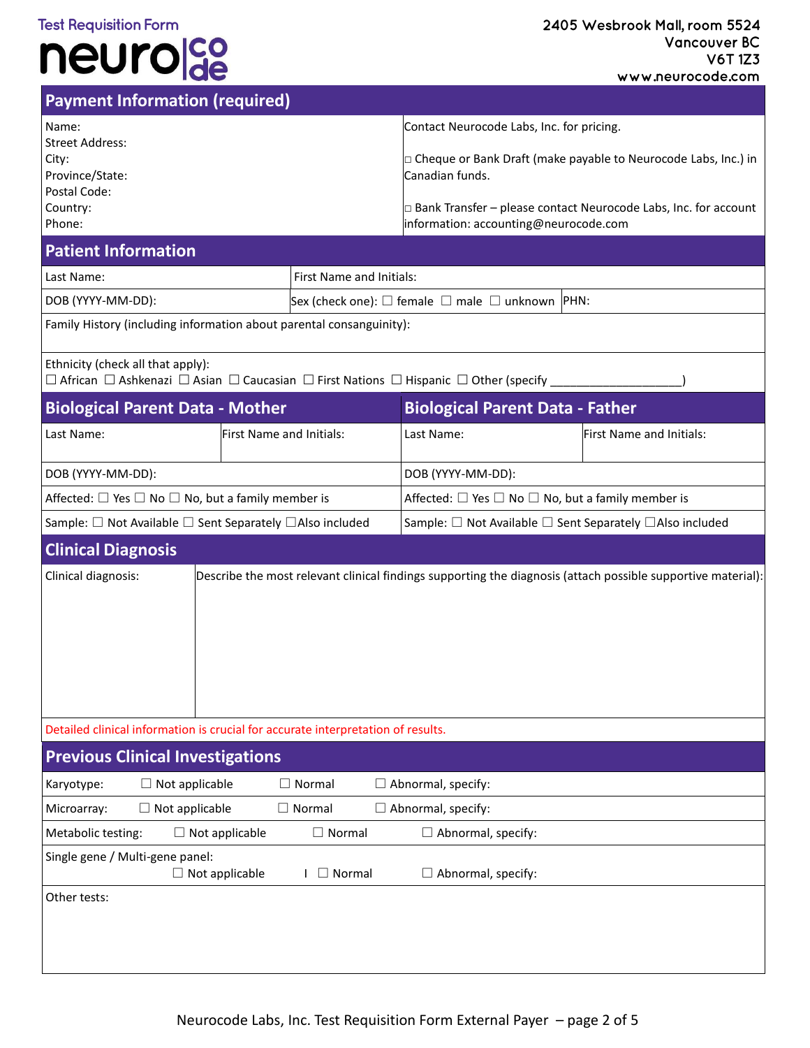Test Requisition Form

**neuro|code**

2405 Wesbrook Mall, room 5524
Vancouver BC
V6T 1Z3
www.neurocode.com

## Payment Information (required)

| | |
|---|---|
| Name:<br>Street Address:<br>City:<br>Province/State:<br>Postal Code:<br>Country:<br>Phone: | Contact Neurocode Labs, Inc. for pricing.<br><br>□ Cheque or Bank Draft (make payable to Neurocode Labs, Inc.) in Canadian funds.<br><br>□ Bank Transfer – please contact Neurocode Labs, Inc. for account information: accounting@neurocode.com |

## Patient Information

| | | |
|---|---|---|
| Last Name: | First Name and Initials: | |
| DOB (YYYY-MM-DD): | Sex (check one): ☐ female ☐ male ☐ unknown | PHN: |

Family History (including information about parental consanguinity):

Ethnicity (check all that apply):
☐ African ☐ Ashkenazi ☐ Asian ☐ Caucasian ☐ First Nations ☐ Hispanic ☐ Other (specify ___________________)

## Biological Parent Data - Mother

| | |
|---|---|
| Last Name: | First Name and Initials: |
| DOB (YYYY-MM-DD): | |
| Affected: ☐ Yes ☐ No ☐ No, but a family member is | |
| Sample: ☐ Not Available ☐ Sent Separately ☐Also included | |

## Biological Parent Data - Father

| | |
|---|---|
| Last Name: | First Name and Initials: |
| DOB (YYYY-MM-DD): | |
| Affected: ☐ Yes ☐ No ☐ No, but a family member is | |
| Sample: ☐ Not Available ☐ Sent Separately ☐Also included | |

## Clinical Diagnosis

| Clinical diagnosis: | Describe the most relevant clinical findings supporting the diagnosis (attach possible supportive material): |
|---|---|
| | |

Detailed clinical information is crucial for accurate interpretation of results.

## Previous Clinical Investigations

| | | | |
|---|---|---|---|
| Karyotype: | ☐ Not applicable | ☐ Normal | ☐ Abnormal, specify: |
| Microarray: | ☐ Not applicable | ☐ Normal | ☐ Abnormal, specify: |
| Metabolic testing: | ☐ Not applicable | ☐ Normal | ☐ Abnormal, specify: |
| Single gene / Multi-gene panel: | ☐ Not applicable | ☐ Normal | ☐ Abnormal, specify: |

Other tests: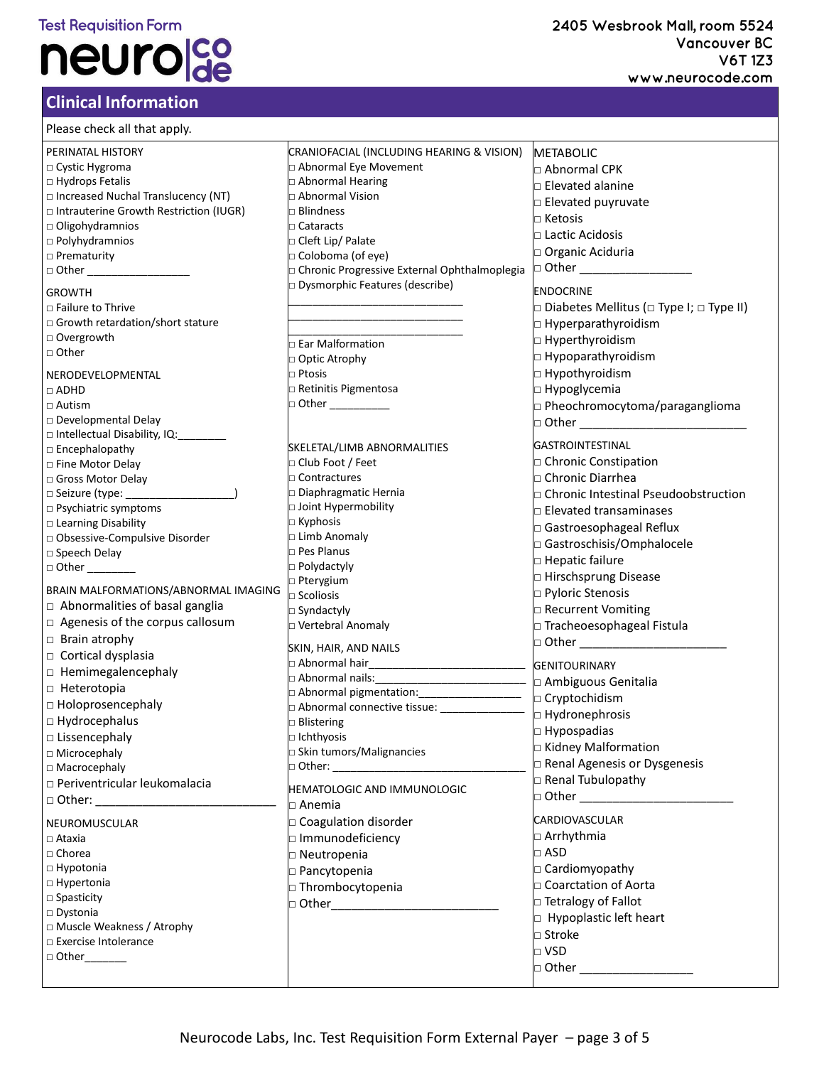Test Requisition Form

neuro|code

2405 Wesbrook Mall, room 5524
Vancouver BC
V6T 1Z3
www.neurocode.com

## Clinical Information

Please check all that apply.

**PERINATAL HISTORY**
- □ Cystic Hygroma
- □ Hydrops Fetalis
- □ Increased Nuchal Translucency (NT)
- □ Intrauterine Growth Restriction (IUGR)
- □ Oligohydramnios
- □ Polyhydramnios
- □ Prematurity
- □ Other _________________

**GROWTH**
- □ Failure to Thrive
- □ Growth retardation/short stature
- □ Overgrowth
- □ Other

**NERODEVELOPMENTAL**
- □ ADHD
- □ Autism
- □ Developmental Delay
- □ Intellectual Disability, IQ:________
- □ Encephalopathy
- □ Fine Motor Delay
- □ Gross Motor Delay
- □ Seizure (type: __________________)
- □ Psychiatric symptoms
- □ Learning Disability
- □ Obsessive-Compulsive Disorder
- □ Speech Delay
- □ Other ________

**BRAIN MALFORMATIONS/ABNORMAL IMAGING**
- □ Abnormalities of basal ganglia
- □ Agenesis of the corpus callosum
- □ Brain atrophy
- □ Cortical dysplasia
- □ Hemimegalencephaly
- □ Heterotopia
- □ Holoprosencephaly
- □ Hydrocephalus
- □ Lissencephaly
- □ Microcephaly
- □ Macrocephaly
- □ Periventricular leukomalacia
- □ Other: ____________________________

**NEUROMUSCULAR**
- □ Ataxia
- □ Chorea
- □ Hypotonia
- □ Hypertonia
- □ Spasticity
- □ Dystonia
- □ Muscle Weakness / Atrophy
- □ Exercise Intolerance
- □ Other_______

**CRANIOFACIAL (INCLUDING HEARING & VISION)**
- □ Abnormal Eye Movement
- □ Abnormal Hearing
- □ Abnormal Vision
- □ Blindness
- □ Cataracts
- □ Cleft Lip/ Palate
- □ Coloboma (of eye)
- □ Chronic Progressive External Ophthalmoplegia
- □ Dysmorphic Features (describe)
  ____________________________
  ____________________________
  ____________________________
- □ Ear Malformation
- □ Optic Atrophy
- □ Ptosis
- □ Retinitis Pigmentosa
- □ Other __________

**SKELETAL/LIMB ABNORMALITIES**
- □ Club Foot / Feet
- □ Contractures
- □ Diaphragmatic Hernia
- □ Joint Hypermobility
- □ Kyphosis
- □ Limb Anomaly
- □ Pes Planus
- □ Polydactyly
- □ Pterygium
- □ Scoliosis
- □ Syndactyly
- □ Vertebral Anomaly

**SKIN, HAIR, AND NAILS**
- □ Abnormal hair_________________________
- □ Abnormal nails:________________________
- □ Abnormal pigmentation:________________
- □ Abnormal connective tissue: _____________
- □ Blistering
- □ Ichthyosis
- □ Skin tumors/Malignancies
- □ Other: ________________________________

**HEMATOLOGIC AND IMMUNOLOGIC**
- □ Anemia
- □ Coagulation disorder
- □ Immunodeficiency
- □ Neutropenia
- □ Pancytopenia
- □ Thrombocytopenia
- □ Other__________________________

**METABOLIC**
- □ Abnormal CPK
- □ Elevated alanine
- □ Elevated puyruvate
- □ Ketosis
- □ Lactic Acidosis
- □ Organic Aciduria
- □ Other __________________

**ENDOCRINE**
- □ Diabetes Mellitus (□ Type I; □ Type II)
- □ Hyperparathyroidism
- □ Hyperthyroidism
- □ Hypoparathyroidism
- □ Hypothyroidism
- □ Hypoglycemia
- □ Pheochromocytoma/paraganglioma
- □ Other _________________________

**GASTROINTESTINAL**
- □ Chronic Constipation
- □ Chronic Diarrhea
- □ Chronic Intestinal Pseudoobstruction
- □ Elevated transaminases
- □ Gastroesophageal Reflux
- □ Gastroschisis/Omphalocele
- □ Hepatic failure
- □ Hirschsprung Disease
- □ Pyloric Stenosis
- □ Recurrent Vomiting
- □ Tracheoesophageal Fistula
- □ Other ______________________

**GENITOURINARY**
- □ Ambiguous Genitalia
- □ Cryptochidism
- □ Hydronephrosis
- □ Hypospadias
- □ Kidney Malformation
- □ Renal Agenesis or Dysgenesis
- □ Renal Tubulopathy
- □ Other ______________________

**CARDIOVASCULAR**
- □ Arrhythmia
- □ ASD
- □ Cardiomyopathy
- □ Coarctation of Aorta
- □ Tetralogy of Fallot
- □ Hypoplastic left heart
- □ Stroke
- □ VSD
- □ Other _________________

Neurocode Labs, Inc. Test Requisition Form External Payer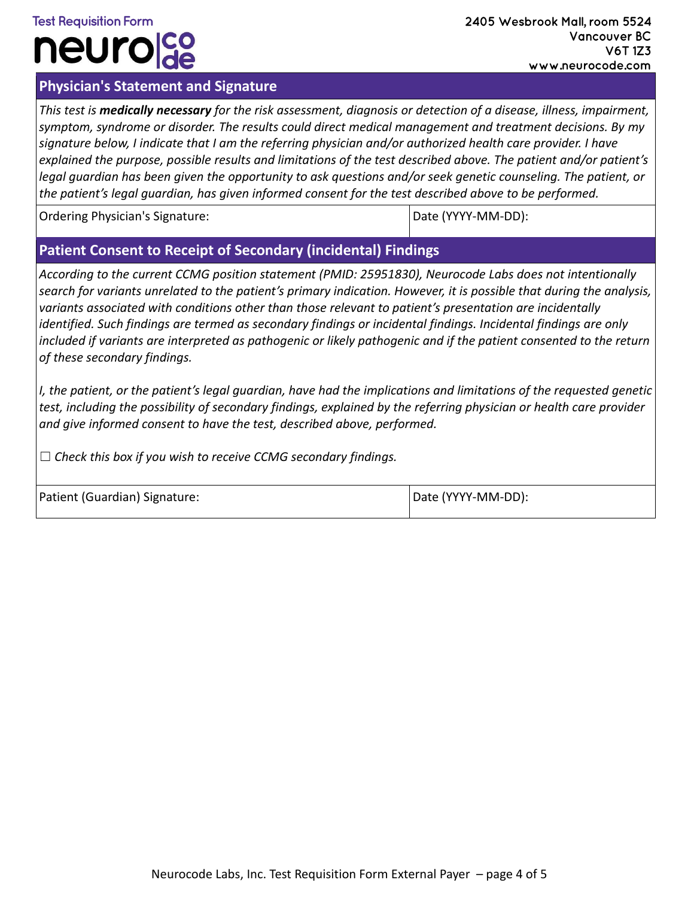Test Requisition Form

neuro|code

2405 Wesbrook Mall, room 5524
Vancouver BC
V6T 1Z3
www.neurocode.com

## Physician's Statement and Signature

*This test is **medically necessary** for the risk assessment, diagnosis or detection of a disease, illness, impairment, symptom, syndrome or disorder. The results could direct medical management and treatment decisions. By my signature below, I indicate that I am the referring physician and/or authorized health care provider. I have explained the purpose, possible results and limitations of the test described above. The patient and/or patient's legal guardian has been given the opportunity to ask questions and/or seek genetic counseling. The patient, or the patient's legal guardian, has given informed consent for the test described above to be performed.*

| Ordering Physician's Signature: | Date (YYYY-MM-DD): |
| --- | --- |

## Patient Consent to Receipt of Secondary (incidental) Findings

*According to the current CCMG position statement (PMID: 25951830), Neurocode Labs does not intentionally search for variants unrelated to the patient's primary indication. However, it is possible that during the analysis, variants associated with conditions other than those relevant to patient's presentation are incidentally identified. Such findings are termed as secondary findings or incidental findings. Incidental findings are only included if variants are interpreted as pathogenic or likely pathogenic and if the patient consented to the return of these secondary findings.*

*I, the patient, or the patient's legal guardian, have had the implications and limitations of the requested genetic test, including the possibility of secondary findings, explained by the referring physician or health care provider and give informed consent to have the test, described above, performed.*

☐ *Check this box if you wish to receive CCMG secondary findings.*

| Patient (Guardian) Signature: | Date (YYYY-MM-DD): |
| --- | --- |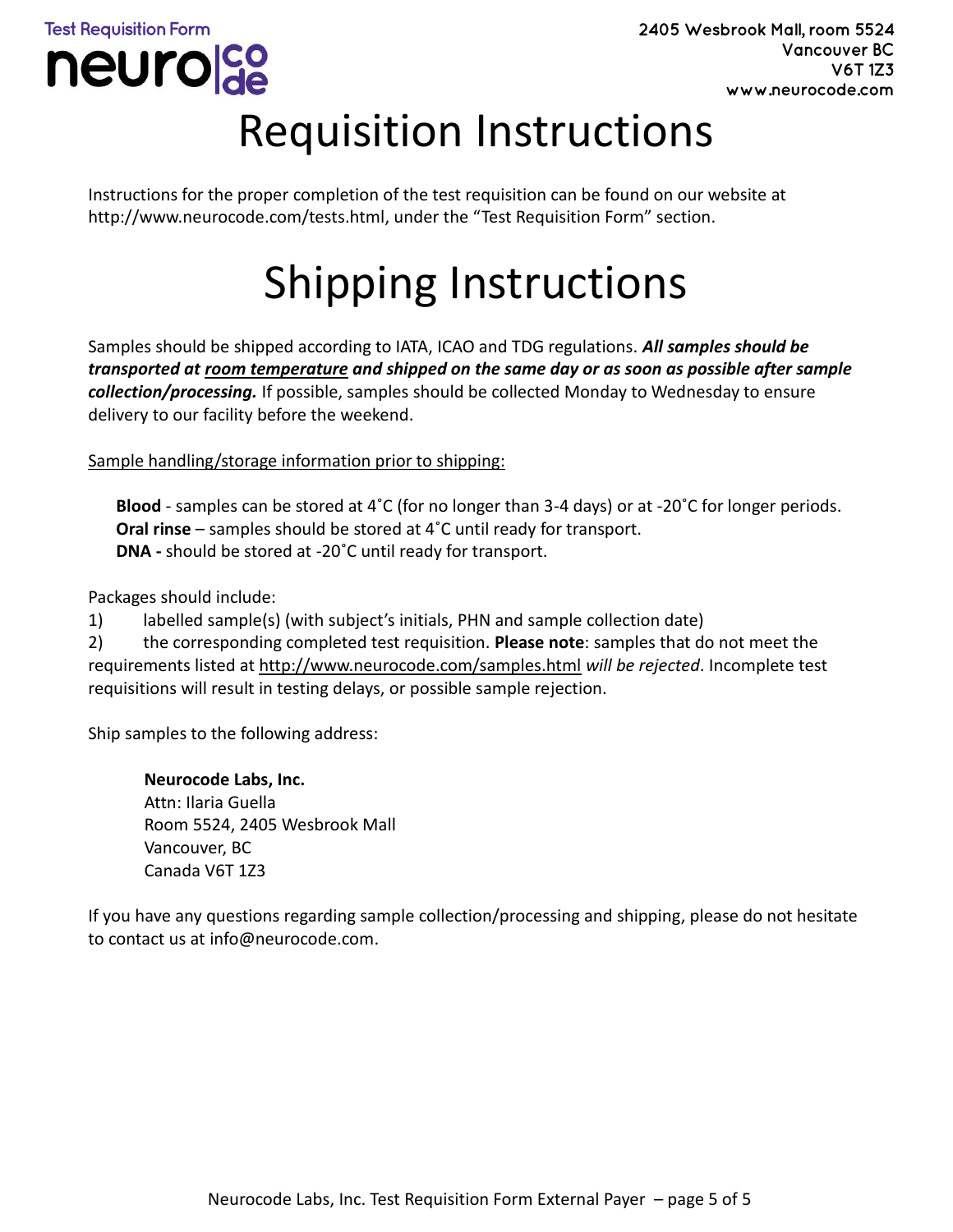# Requisition Instructions

Instructions for the proper completion of the test requisition can be found on our website at http://www.neurocode.com/tests.html, under the "Test Requisition Form" section.

# Shipping Instructions

Samples should be shipped according to IATA, ICAO and TDG regulations. ***All samples should be transported at <u>room temperature</u> and shipped on the same day or as soon as possible after sample collection/processing.*** If possible, samples should be collected Monday to Wednesday to ensure delivery to our facility before the weekend.

<u>Sample handling/storage information prior to shipping:</u>

**Blood** - samples can be stored at 4˚C (for no longer than 3-4 days) or at -20˚C for longer periods.
**Oral rinse** – samples should be stored at 4˚C until ready for transport.
**DNA -** should be stored at -20˚C until ready for transport.

Packages should include:

1) labelled sample(s) (with subject's initials, PHN and sample collection date)
2) the corresponding completed test requisition. **Please note**: samples that do not meet the requirements listed at http://www.neurocode.com/samples.html *will be rejected*. Incomplete test requisitions will result in testing delays, or possible sample rejection.

Ship samples to the following address:

**Neurocode Labs, Inc.**
Attn: Ilaria Guella
Room 5524, 2405 Wesbrook Mall
Vancouver, BC
Canada V6T 1Z3

If you have any questions regarding sample collection/processing and shipping, please do not hesitate to contact us at info@neurocode.com.